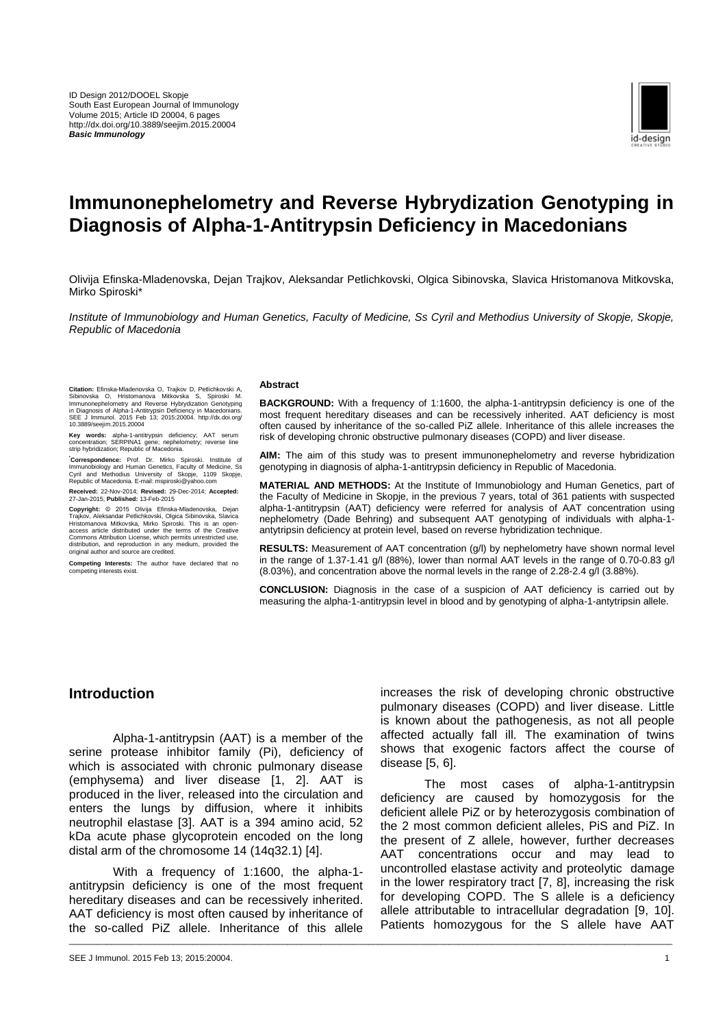ID Design 2012/DOOEL Skopje
South East European Journal of Immunology
Volume 2015; Article ID 20004, 6 pages
http://dx.doi.org/10.3889/seejim.2015.20004
***Basic Immunology***

# Immunonephelometry and Reverse Hybrydization Genotyping in Diagnosis of Alpha-1-Antitrypsin Deficiency in Macedonians

Olivija Efinska-Mladenovska, Dejan Trajkov, Aleksandar Petlichkovski, Olgica Sibinovska, Slavica Hristomanova Mitkovska, Mirko Spiroski*

*Institute of Immunobiology and Human Genetics, Faculty of Medicine, Ss Cyril and Methodius University of Skopje, Skopje, Republic of Macedonia*

**Citation:** Efinska-Mladenovska O, Trajkov D, Petlichkovski A, Sibinovska O, Hristomanova Mitkovska S, Spiroski M. Immunonephelometry and Reverse Hybrydization Genotyping in Diagnosis of Alpha-1-Antitrypsin Deficiency in Macedonians. SEE J Immunol. 2015 Feb 13; 2015:20004. http://dx.doi.org/10.3889/seejim.2015.20004

**Key words:** alpha-1-antitrypsin deficiency; AAT serum concentration; SERPINA1 gene; nephelometry; reverse line strip hybridization; Republic of Macedonia.

***Correspondence:** Prof. Dr. Mirko Spiroski. Institute of Immunobiology and Human Genetics, Faculty of Medicine, Ss Cyril and Methodius University of Skopje, 1109 Skopje, Republic of Macedonia. E-mail: mspiroski@yahoo.com

**Received:** 22-Nov-2014; **Revised:** 29-Dec-2014; **Accepted:** 27-Jan-2015; **Published:** 13-Feb-2015

**Copyright:** © 2015 Olivija Efinska-Mladenovska, Dejan Trajkov, Aleksandar Petlichkovski, Olgica Sibinovska, Slavica Hristomanova Mitkovska, Mirko Spiroski. This is an open-access article distributed under the terms of the Creative Commons Attribution License, which permits unrestricted use, distribution, and reproduction in any medium, provided the original author and source are credited.

**Competing Interests:** The author have declared that no competing interests exist.

### Abstract

**BACKGROUND:** With a frequency of 1:1600, the alpha-1-antitrypsin deficiency is one of the most frequent hereditary diseases and can be recessively inherited. AAT deficiency is most often caused by inheritance of the so-called PiZ allele. Inheritance of this allele increases the risk of developing chronic obstructive pulmonary diseases (COPD) and liver disease.

**AIM:** The aim of this study was to present immunonephelometry and reverse hybridization genotyping in diagnosis of alpha-1-antitrypsin deficiency in Republic of Macedonia.

**MATERIAL AND METHODS:** At the Institute of Immunobiology and Human Genetics, part of the Faculty of Medicine in Skopje, in the previous 7 years, total of 361 patients with suspected alpha-1-antitrypsin (AAT) deficiency were referred for analysis of AAT concentration using nephelometry (Dade Behring) and subsequent AAT genotyping of individuals with alpha-1-antytripsin deficiency at protein level, based on reverse hybridization technique.

**RESULTS:** Measurement of AAT concentration (g/l) by nephelometry have shown normal level in the range of 1.37-1.41 g/l (88%), lower than normal AAT levels in the range of 0.70-0.83 g/l (8.03%), and concentration above the normal levels in the range of 2.28-2.4 g/l (3.88%).

**CONCLUSION:** Diagnosis in the case of a suspicion of AAT deficiency is carried out by measuring the alpha-1-antitrypsin level in blood and by genotyping of alpha-1-antytripsin allele.

## Introduction

Alpha-1-antitrypsin (AAT) is a member of the serine protease inhibitor family (Pi), deficiency of which is associated with chronic pulmonary disease (emphysema) and liver disease [1, 2]. AAT is produced in the liver, released into the circulation and enters the lungs by diffusion, where it inhibits neutrophil elastase [3]. AAT is a 394 amino acid, 52 kDa acute phase glycoprotein encoded on the long distal arm of the chromosome 14 (14q32.1) [4].

With a frequency of 1:1600, the alpha-1-antitrypsin deficiency is one of the most frequent hereditary diseases and can be recessively inherited. AAT deficiency is most often caused by inheritance of the so-called PiZ allele. Inheritance of this allele increases the risk of developing chronic obstructive pulmonary diseases (COPD) and liver disease. Little is known about the pathogenesis, as not all people affected actually fall ill. The examination of twins shows that exogenic factors affect the course of disease [5, 6].

The most cases of alpha-1-antitrypsin deficiency are caused by homozygosis for the deficient allele PiZ or by heterozygosis combination of the 2 most common deficient alleles, PiS and PiZ. In the present of Z allele, however, further decreases AAT concentrations occur and may lead to uncontrolled elastase activity and proteolytic damage in the lower respiratory tract [7, 8], increasing the risk for developing COPD. The S allele is a deficiency allele attributable to intracellular degradation [9, 10]. Patients homozygous for the S allele have AAT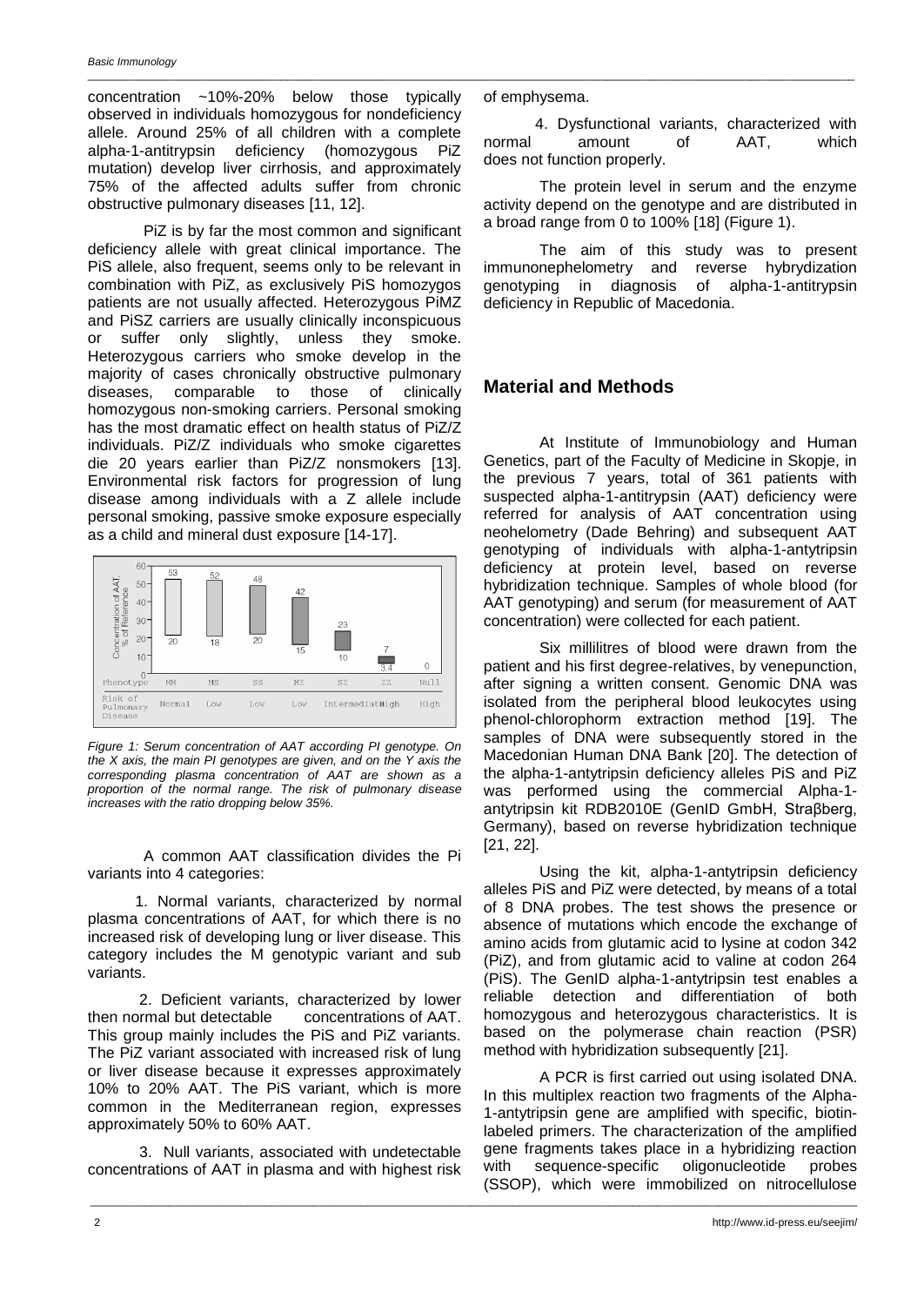concentration ~10%-20% below those typically observed in individuals homozygous for nondeficiency allele. Around 25% of all children with a complete alpha-1-antitrypsin deficiency (homozygous PiZ mutation) develop liver cirrhosis, and approximately 75% of the affected adults suffer from chronic obstructive pulmonary diseases [11, 12].

PiZ is by far the most common and significant deficiency allele with great clinical importance. The PiS allele, also frequent, seems only to be relevant in combination with PiZ, as exclusively PiS homozygos patients are not usually affected. Heterozygous PiMZ and PiSZ carriers are usually clinically inconspicuous or suffer only slightly, unless they smoke. Heterozygous carriers who smoke develop in the majority of cases chronically obstructive pulmonary diseases, comparable to those of clinically homozygous non-smoking carriers. Personal smoking has the most dramatic effect on health status of PiZ/Z individuals. PiZ/Z individuals who smoke cigarettes die 20 years earlier than PiZ/Z nonsmokers [13]. Environmental risk factors for progression of lung disease among individuals with a Z allele include personal smoking, passive smoke exposure especially as a child and mineral dust exposure [14-17].

| Phenotype | MM | MS | SS | MZ | SZ | ZZ | Null |
|---|---|---|---|---|---|---|---|
| Concentration of AAT, % of Reference (range) | 20–53 | 18–52 | 20–48 | 15–42 | 10–23 | 3.4–7 | 0 |
| Risk of Pulmonary Disease | Normal | Low | Low | Low | Intermediate | High | High |

*Figure 1: Serum concentration of AAT according PI genotype. On the X axis, the main PI genotypes are given, and on the Y axis the corresponding plasma concentration of AAT are shown as a proportion of the normal range. The risk of pulmonary disease increases with the ratio dropping below 35%.*

A common AAT classification divides the Pi variants into 4 categories:

1. Normal variants, characterized by normal plasma concentrations of AAT, for which there is no increased risk of developing lung or liver disease. This category includes the M genotypic variant and sub variants.

2. Deficient variants, characterized by lower then normal but detectable concentrations of AAT. This group mainly includes the PiS and PiZ variants. The PiZ variant associated with increased risk of lung or liver disease because it expresses approximately 10% to 20% AAT. The PiS variant, which is more common in the Mediterranean region, expresses approximately 50% to 60% AAT.

3. Null variants, associated with undetectable concentrations of AAT in plasma and with highest risk of emphysema.

4. Dysfunctional variants, characterized with normal amount of AAT, which does not function properly.

The protein level in serum and the enzyme activity depend on the genotype and are distributed in a broad range from 0 to 100% [18] (Figure 1).

The aim of this study was to present immunonephelometry and reverse hybrydization genotyping in diagnosis of alpha-1-antitrypsin deficiency in Republic of Macedonia.

## Material and Methods

At Institute of Immunobiology and Human Genetics, part of the Faculty of Medicine in Skopje, in the previous 7 years, total of 361 patients with suspected alpha-1-antitrypsin (AAT) deficiency were referred for analysis of AAT concentration using neohelometry (Dade Behring) and subsequent AAT genotyping of individuals with alpha-1-antytripsin deficiency at protein level, based on reverse hybridization technique. Samples of whole blood (for AAT genotyping) and serum (for measurement of AAT concentration) were collected for each patient.

Six millilitres of blood were drawn from the patient and his first degree-relatives, by venepunction, after signing a written consent. Genomic DNA was isolated from the peripheral blood leukocytes using phenol-chlorophorm extraction method [19]. The samples of DNA were subsequently stored in the Macedonian Human DNA Bank [20]. The detection of the alpha-1-antytripsin deficiency alleles PiS and PiZ was performed using the commercial Alpha-1-antytripsin kit RDB2010E (GenID GmbH, Straβberg, Germany), based on reverse hybridization technique [21, 22].

Using the kit, alpha-1-antytripsin deficiency alleles PiS and PiZ were detected, by means of a total of 8 DNA probes. The test shows the presence or absence of mutations which encode the exchange of amino acids from glutamic acid to lysine at codon 342 (PiZ), and from glutamic acid to valine at codon 264 (PiS). The GenID alpha-1-antytripsin test enables a reliable detection and differentiation of both homozygous and heterozygous characteristics. It is based on the polymerase chain reaction (PSR) method with hybridization subsequently [21].

A PCR is first carried out using isolated DNA. In this multiplex reaction two fragments of the Alpha-1-antytripsin gene are amplified with specific, biotin-labeled primers. The characterization of the amplified gene fragments takes place in a hybridizing reaction with sequence-specific oligonucleotide probes (SSOP), which were immobilized on nitrocellulose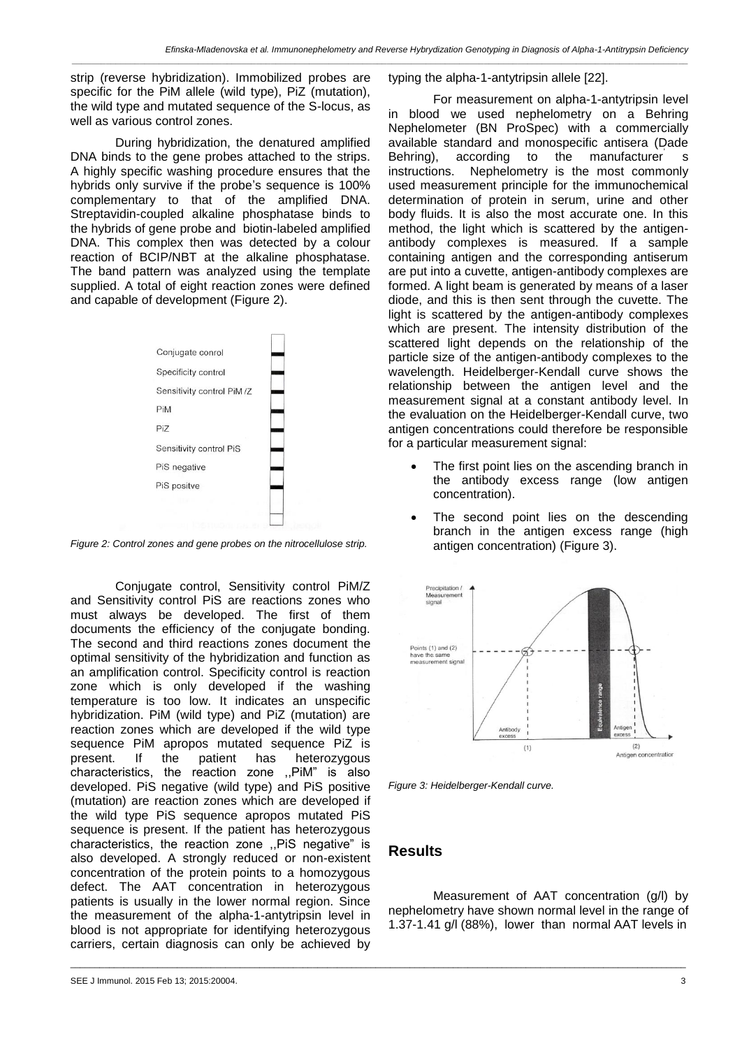strip (reverse hybridization). Immobilized probes are specific for the PiM allele (wild type), PiZ (mutation), the wild type and mutated sequence of the S-locus, as well as various control zones.

During hybridization, the denatured amplified DNA binds to the gene probes attached to the strips. A highly specific washing procedure ensures that the hybrids only survive if the probe's sequence is 100% complementary to that of the amplified DNA. Streptavidin-coupled alkaline phosphatase binds to the hybrids of gene probe and biotin-labeled amplified DNA. This complex then was detected by a colour reaction of BCIP/NBT at the alkaline phosphatase. The band pattern was analyzed using the template supplied. A total of eight reaction zones were defined and capable of development (Figure 2).

*Figure 2: Control zones and gene probes on the nitrocellulose strip.*

Conjugate control, Sensitivity control PiM/Z and Sensitivity control PiS are reactions zones who must always be developed. The first of them documents the efficiency of the conjugate bonding. The second and third reactions zones document the optimal sensitivity of the hybridization and function as an amplification control. Specificity control is reaction zone which is only developed if the washing temperature is too low. It indicates an unspecific hybridization. PiM (wild type) and PiZ (mutation) are reaction zones which are developed if the wild type sequence PiM apropos mutated sequence PiZ is present. If the patient has heterozygous characteristics, the reaction zone ,,PiM" is also developed. PiS negative (wild type) and PiS positive (mutation) are reaction zones which are developed if the wild type PiS sequence apropos mutated PiS sequence is present. If the patient has heterozygous characteristics, the reaction zone ,,PiS negative" is also developed. A strongly reduced or non-existent concentration of the protein points to a homozygous defect. The AAT concentration in heterozygous patients is usually in the lower normal region. Since the measurement of the alpha-1-antytripsin level in blood is not appropriate for identifying heterozygous carriers, certain diagnosis can only be achieved by typing the alpha-1-antytripsin allele [22].

For measurement on alpha-1-antytripsin level in blood we used nephelometry on a Behring Nephelometer (BN ProSpec) with a commercially available standard and monospecific antisera (Dade Behring), according to the manufacturer' s instructions. Nephelometry is the most commonly used measurement principle for the immunochemical determination of protein in serum, urine and other body fluids. It is also the most accurate one. In this method, the light which is scattered by the antigen-antibody complexes is measured. If a sample containing antigen and the corresponding antiserum are put into a cuvette, antigen-antibody complexes are formed. A light beam is generated by means of a laser diode, and this is then sent through the cuvette. The light is scattered by the antigen-antibody complexes which are present. The intensity distribution of the scattered light depends on the relationship of the particle size of the antigen-antibody complexes to the wavelength. Heidelberger-Kendall curve shows the relationship between the antigen level and the measurement signal at a constant antibody level. In the evaluation on the Heidelberger-Kendall curve, two antigen concentrations could therefore be responsible for a particular measurement signal:

- The first point lies on the ascending branch in the antibody excess range (low antigen concentration).
- The second point lies on the descending branch in the antigen excess range (high antigen concentration) (Figure 3).

*Figure 3: Heidelberger-Kendall curve.*

## Results

Measurement of AAT concentration (g/l) by nephelometry have shown normal level in the range of 1.37-1.41 g/l (88%), lower than normal AAT levels in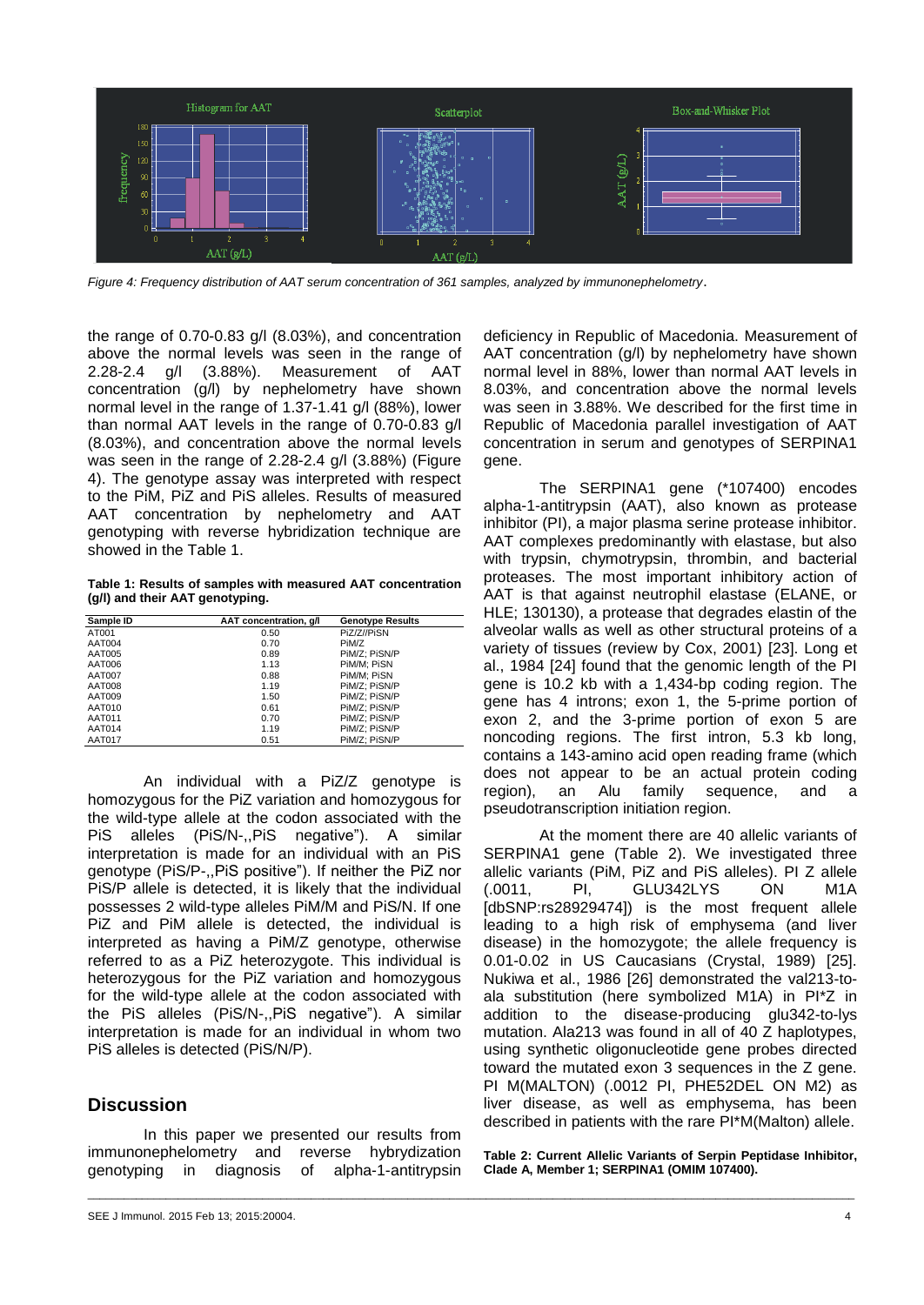*Figure 4: Frequency distribution of AAT serum concentration of 361 samples, analyzed by immunonephelometry*.

the range of 0.70-0.83 g/l (8.03%), and concentration above the normal levels was seen in the range of 2.28-2.4 g/l (3.88%). Measurement of AAT concentration (g/l) by nephelometry have shown normal level in the range of 1.37-1.41 g/l (88%), lower than normal AAT levels in the range of 0.70-0.83 g/l (8.03%), and concentration above the normal levels was seen in the range of 2.28-2.4 g/l (3.88%) (Figure 4). The genotype assay was interpreted with respect to the PiM, PiZ and PiS alleles. Results of measured AAT concentration by nephelometry and AAT genotyping with reverse hybridization technique are showed in the Table 1.

**Table 1: Results of samples with measured AAT concentration (g/l) and their AAT genotyping.**

| Sample ID | AAT concentration, g/l | Genotype Results |
|---|---|---|
| AT001 | 0.50 | PiZ/Z//PiSN |
| AAT004 | 0.70 | PiM/Z |
| AAT005 | 0.89 | PiM/Z; PiSN/P |
| AAT006 | 1.13 | PiM/M; PiSN |
| AAT007 | 0.88 | PiM/M; PiSN |
| AAT008 | 1.19 | PiM/Z; PiSN/P |
| AAT009 | 1.50 | PiM/Z; PiSN/P |
| AAT010 | 0.61 | PiM/Z; PiSN/P |
| AAT011 | 0.70 | PiM/Z; PiSN/P |
| AAT014 | 1.19 | PiM/Z; PiSN/P |
| AAT017 | 0.51 | PiM/Z; PiSN/P |

An individual with a PiZ/Z genotype is homozygous for the PiZ variation and homozygous for the wild-type allele at the codon associated with the PiS alleles (PiS/N-,,PiS negative"). A similar interpretation is made for an individual with an PiS genotype (PiS/P-,,PiS positive"). If neither the PiZ nor PiS/P allele is detected, it is likely that the individual possesses 2 wild-type alleles PiM/M and PiS/N. If one PiZ and PiM allele is detected, the individual is interpreted as having a PiM/Z genotype, otherwise referred to as a PiZ heterozygote. This individual is heterozygous for the PiZ variation and homozygous for the wild-type allele at the codon associated with the PiS alleles (PiS/N-,,PiS negative"). A similar interpretation is made for an individual in whom two PiS alleles is detected (PiS/N/P).

## Discussion

In this paper we presented our results from immunonephelometry and reverse hybrydization genotyping in diagnosis of alpha-1-antitrypsin deficiency in Republic of Macedonia. Measurement of AAT concentration (g/l) by nephelometry have shown normal level in 88%, lower than normal AAT levels in 8.03%, and concentration above the normal levels was seen in 3.88%. We described for the first time in Republic of Macedonia parallel investigation of AAT concentration in serum and genotypes of SERPINA1 gene.

The SERPINA1 gene (*107400) encodes alpha-1-antitrypsin (AAT), also known as protease inhibitor (PI), a major plasma serine protease inhibitor. AAT complexes predominantly with elastase, but also with trypsin, chymotrypsin, thrombin, and bacterial proteases. The most important inhibitory action of AAT is that against neutrophil elastase (ELANE, or HLE; 130130), a protease that degrades elastin of the alveolar walls as well as other structural proteins of a variety of tissues (review by Cox, 2001) [23]. Long et al., 1984 [24] found that the genomic length of the PI gene is 10.2 kb with a 1,434-bp coding region. The gene has 4 introns; exon 1, the 5-prime portion of exon 2, and the 3-prime portion of exon 5 are noncoding regions. The first intron, 5.3 kb long, contains a 143-amino acid open reading frame (which does not appear to be an actual protein coding region), an Alu family sequence, and a pseudotranscription initiation region.

At the moment there are 40 allelic variants of SERPINA1 gene (Table 2). We investigated three allelic variants (PiM, PiZ and PiS alleles). PI Z allele (.0011, PI, GLU342LYS ON M1A [dbSNP:rs28929474]) is the most frequent allele leading to a high risk of emphysema (and liver disease) in the homozygote; the allele frequency is 0.01-0.02 in US Caucasians (Crystal, 1989) [25]. Nukiwa et al., 1986 [26] demonstrated the val213-to-ala substitution (here symbolized M1A) in PI*Z in addition to the disease-producing glu342-to-lys mutation. Ala213 was found in all of 40 Z haplotypes, using synthetic oligonucleotide gene probes directed toward the mutated exon 3 sequences in the Z gene. PI M(MALTON) (.0012 PI, PHE52DEL ON M2) as liver disease, as well as emphysema, has been described in patients with the rare PI*M(Malton) allele.

**Table 2: Current Allelic Variants of Serpin Peptidase Inhibitor, Clade A, Member 1; SERPINA1 (OMIM 107400).**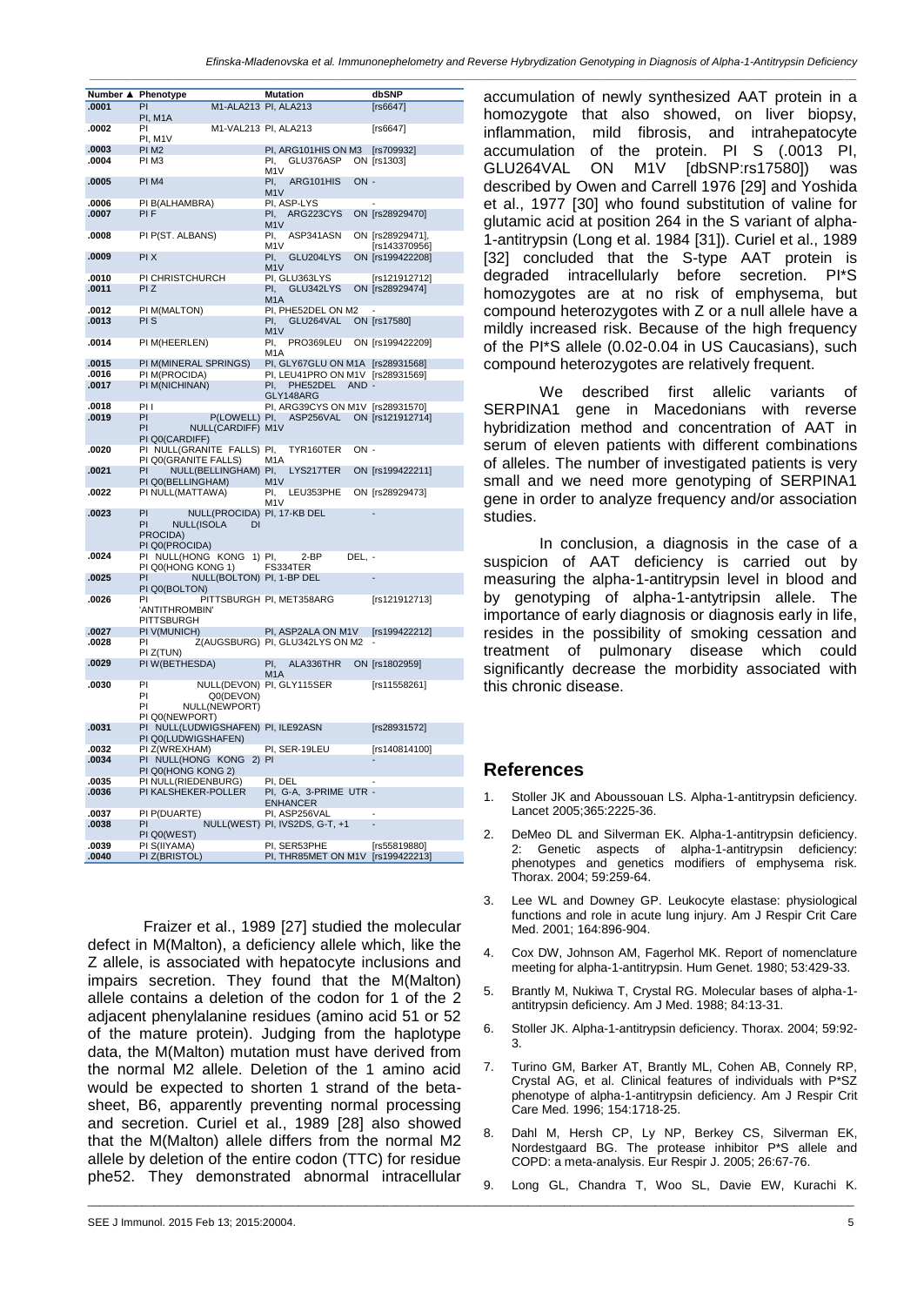| Number ▲ | Phenotype | Mutation | dbSNP |
|---|---|---|---|
| .0001 | PI M1-ALA213 PI, M1A | PI, ALA213 | [rs6647] |
| .0002 | PI M1-VAL213 PI, M1V | PI, ALA213 | [rs6647] |
| .0003 | PI M2 | PI, ARG101HIS ON M3 | [rs709932] |
| .0004 | PI M3 | PI, GLU376ASP ON M1V | [rs1303] |
| .0005 | PI M4 | PI, ARG101HIS ON M1V | - |
| .0006 | PI B(ALHAMBRA) | PI, ASP-LYS | - |
| .0007 | PI F | PI, ARG223CYS ON M1V | [rs28929470] |
| .0008 | PI P(ST. ALBANS) | PI, ASP341ASN ON M1V | [rs28929471], [rs143370956] |
| .0009 | PI X | PI, GLU204LYS ON M1V | [rs199422208] |
| .0010 | PI CHRISTCHURCH | PI, GLU363LYS | [rs121912712] |
| .0011 | PI Z | PI, GLU342LYS ON M1A | [rs28929474] |
| .0012 | PI M(MALTON) | PI, PHE52DEL ON M2 | - |
| .0013 | PI S | PI, GLU264VAL ON M1V | [rs17580] |
| .0014 | PI M(HEERLEN) | PI, PRO369LEU ON M1A | [rs199422209] |
| .0015 | PI M(MINERAL SPRINGS) | PI, GLY67GLU ON M1A | [rs28931568] |
| .0016 | PI M(PROCIDA) | PI, LEU41PRO ON M1V | [rs28931569] |
| .0017 | PI M(NICHINAN) | PI, PHE52DEL AND GLY148ARG | - |
| .0018 | PI I | PI, ARG39CYS ON M1V | [rs28931570] |
| .0019 | PI P(LOWELL) PI NULL(CARDIFF) PI Q0(CARDIFF) | PI, ASP256VAL ON M1V | [rs121912714] |
| .0020 | PI NULL(GRANITE FALLS) PI Q0(GRANITE FALLS) | PI, TYR160TER ON M1A | - |
| .0021 | PI NULL(BELLINGHAM) PI Q0(BELLINGHAM) | PI, LYS217TER ON M1V | [rs199422211] |
| .0022 | PI NULL(MATTAWA) | PI, LEU353PHE ON M1V | [rs28929473] |
| .0023 | PI NULL(PROCIDA) PI NULL(ISOLA DI PROCIDA) PI Q0(PROCIDA) | PI, 17-KB DEL | - |
| .0024 | PI NULL(HONG KONG 1) PI Q0(HONG KONG 1) | PI, 2-BP DEL, FS334TER | - |
| .0025 | PI NULL(BOLTON) PI Q0(BOLTON) | PI, 1-BP DEL | - |
| .0026 | PI PITTSBURGH 'ANTITHROMBIN' PITTSBURGH | PI, MET358ARG | [rs121912713] |
| .0027 | PI V(MUNICH) | PI, ASP2ALA ON M1V | [rs199422212] |
| .0028 | PI Z(AUGSBURG) PI Z(TUN) | PI, GLU342LYS ON M2 | - |
| .0029 | PI W(BETHESDA) | PI, ALA336THR ON M1A | [rs1802959] |
| .0030 | PI NULL(DEVON) PI Q0(DEVON) PI NULL(NEWPORT) PI Q0(NEWPORT) | PI, GLY115SER | [rs11558261] |
| .0031 | PI NULL(LUDWIGSHAFEN) PI Q0(LUDWIGSHAFEN) | PI, ILE92ASN | [rs28931572] |
| .0032 | PI Z(WREXHAM) | PI, SER-19LEU | [rs140814100] |
| .0034 | PI NULL(HONG KONG 2) PI Q0(HONG KONG 2) | PI | - |
| .0035 | PI NULL(RIEDENBURG) | PI, DEL | - |
| .0036 | PI KALSHEKER-POLLER | PI, G-A, 3-PRIME UTR ENHANCER | - |
| .0037 | PI P(DUARTE) | PI, ASP256VAL | - |
| .0038 | PI NULL(WEST) PI Q0(WEST) | PI, IVS2DS, G-T, +1 | - |
| .0039 | PI S(IIYAMA) | PI, SER53PHE | [rs55819880] |
| .0040 | PI Z(BRISTOL) | PI, THR85MET ON M1V | [rs199422213] |

Fraizer et al., 1989 [27] studied the molecular defect in M(Malton), a deficiency allele which, like the Z allele, is associated with hepatocyte inclusions and impairs secretion. They found that the M(Malton) allele contains a deletion of the codon for 1 of the 2 adjacent phenylalanine residues (amino acid 51 or 52 of the mature protein). Judging from the haplotype data, the M(Malton) mutation must have derived from the normal M2 allele. Deletion of the 1 amino acid would be expected to shorten 1 strand of the beta-sheet, B6, apparently preventing normal processing and secretion. Curiel et al., 1989 [28] also showed that the M(Malton) allele differs from the normal M2 allele by deletion of the entire codon (TTC) for residue phe52. They demonstrated abnormal intracellular accumulation of newly synthesized AAT protein in a homozygote that also showed, on liver biopsy, inflammation, mild fibrosis, and intrahepatocyte accumulation of the protein. PI S (.0013 PI, GLU264VAL ON M1V [dbSNP:rs17580]) was described by Owen and Carrell 1976 [29] and Yoshida et al., 1977 [30] who found substitution of valine for glutamic acid at position 264 in the S variant of alpha-1-antitrypsin (Long et al. 1984 [31]). Curiel et al., 1989 [32] concluded that the S-type AAT protein is degraded intracellularly before secretion. PI*S homozygotes are at no risk of emphysema, but compound heterozygotes with Z or a null allele have a mildly increased risk. Because of the high frequency of the PI*S allele (0.02-0.04 in US Caucasians), such compound heterozygotes are relatively frequent.

We described first allelic variants of SERPINA1 gene in Macedonians with reverse hybridization method and concentration of AAT in serum of eleven patients with different combinations of alleles. The number of investigated patients is very small and we need more genotyping of SERPINA1 gene in order to analyze frequency and/or association studies.

In conclusion, a diagnosis in the case of a suspicion of AAT deficiency is carried out by measuring the alpha-1-antitrypsin level in blood and by genotyping of alpha-1-antytripsin allele. The importance of early diagnosis or diagnosis early in life, resides in the possibility of smoking cessation and treatment of pulmonary disease which could significantly decrease the morbidity associated with this chronic disease.

## References

1. Stoller JK and Aboussouan LS. Alpha-1-antitrypsin deficiency. Lancet 2005;365:2225-36.
2. DeMeo DL and Silverman EK. Alpha-1-antitrypsin deficiency. 2: Genetic aspects of alpha-1-antitrypsin deficiency: phenotypes and genetics modifiers of emphysema risk. Thorax. 2004; 59:259-64.
3. Lee WL and Downey GP. Leukocyte elastase: physiological functions and role in acute lung injury. Am J Respir Crit Care Med. 2001; 164:896-904.
4. Cox DW, Johnson AM, Fagerhol MK. Report of nomenclature meeting for alpha-1-antitrypsin. Hum Genet. 1980; 53:429-33.
5. Brantly M, Nukiwa T, Crystal RG. Molecular bases of alpha-1-antitrypsin deficiency. Am J Med. 1988; 84:13-31.
6. Stoller JK. Alpha-1-antitrypsin deficiency. Thorax. 2004; 59:92-3.
7. Turino GM, Barker AT, Brantly ML, Cohen AB, Connely RP, Crystal AG, et al. Clinical features of individuals with P*SZ phenotype of alpha-1-antitrypsin deficiency. Am J Respir Crit Care Med. 1996; 154:1718-25.
8. Dahl M, Hersh CP, Ly NP, Berkey CS, Silverman EK, Nordestgaard BG. The protease inhibitor P*S allele and COPD: a meta-analysis. Eur Respir J. 2005; 26:67-76.
9. Long GL, Chandra T, Woo SL, Davie EW, Kurachi K.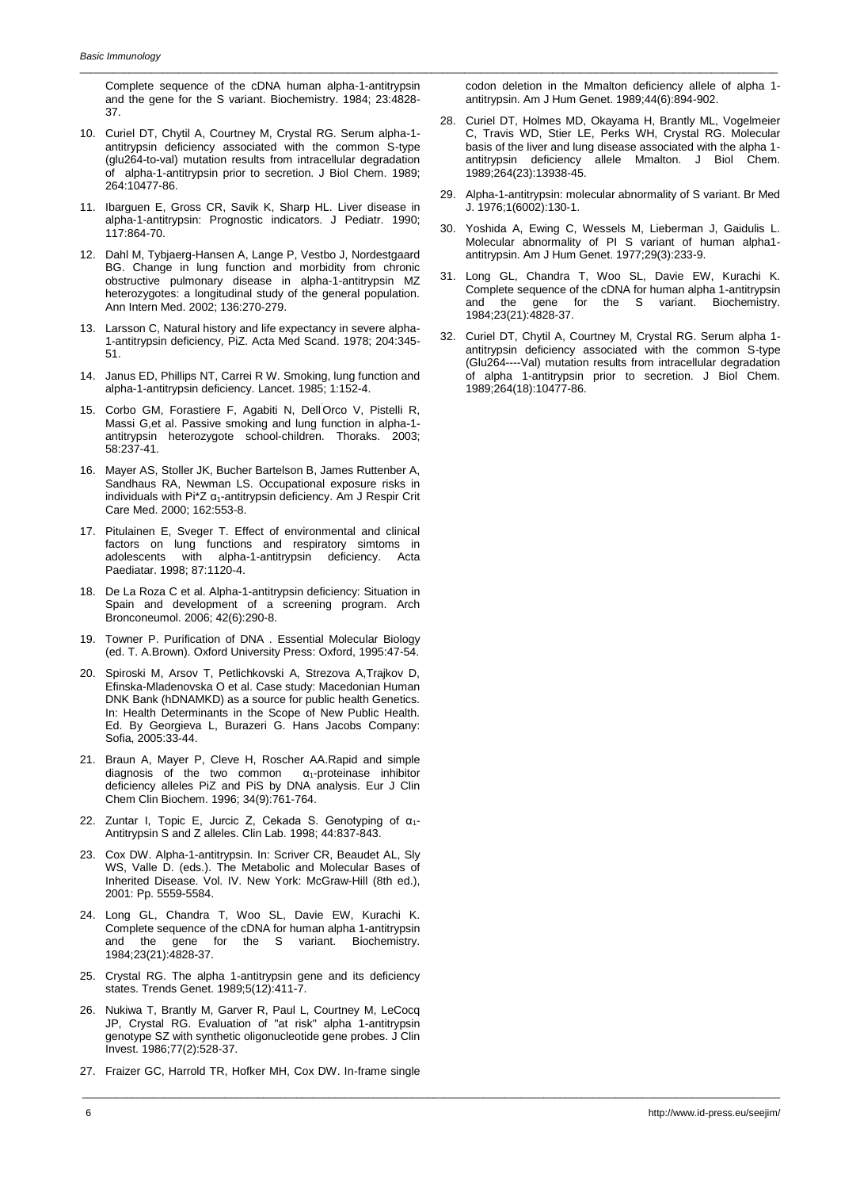Complete sequence of the cDNA human alpha-1-antitrypsin and the gene for the S variant. Biochemistry. 1984; 23:4828-37.

10. Curiel DT, Chytil A, Courtney M, Crystal RG. Serum alpha-1-antitrypsin deficiency associated with the common S-type (glu264-to-val) mutation results from intracellular degradation of alpha-1-antitrypsin prior to secretion. J Biol Chem. 1989; 264:10477-86.

11. Ibarguen E, Gross CR, Savik K, Sharp HL. Liver disease in alpha-1-antitrypsin: Prognostic indicators. J Pediatr. 1990; 117:864-70.

12. Dahl M, Tybjaerg-Hansen A, Lange P, Vestbo J, Nordestgaard BG. Change in lung function and morbidity from chronic obstructive pulmonary disease in alpha-1-antitrypsin MZ heterozygotes: a longitudinal study of the general population. Ann Intern Med. 2002; 136:270-279.

13. Larsson C, Natural history and life expectancy in severe alpha-1-antitrypsin deficiency, PiZ. Acta Med Scand. 1978; 204:345-51.

14. Janus ED, Phillips NT, Carrei R W. Smoking, lung function and alpha-1-antitrypsin deficiency. Lancet. 1985; 1:152-4.

15. Corbo GM, Forastiere F, Agabiti N, Dell'Orco V, Pistelli R, Massi G,et al. Passive smoking and lung function in alpha-1-antitrypsin heterozygote school-children. Thoraks. 2003; 58:237-41.

16. Mayer AS, Stoller JK, Bucher Bartelson B, James Ruttenber A, Sandhaus RA, Newman LS. Occupational exposure risks in individuals with Pi*Z $\alpha_1$-antitrypsin deficiency. Am J Respir Crit Care Med. 2000; 162:553-8.

17. Pitulainen E, Sveger T. Effect of environmental and clinical factors on lung functions and respiratory simtoms in adolescents with alpha-1-antitrypsin deficiency. Acta Paediatar. 1998; 87:1120-4.

18. De La Roza C et al. Alpha-1-antitrypsin deficiency: Situation in Spain and development of a screening program. Arch Bronconeumol. 2006; 42(6):290-8.

19. Towner P. Purification of DNA . Essential Molecular Biology (ed. T. A.Brown). Oxford University Press: Oxford, 1995:47-54.

20. Spiroski M, Arsov T, Petlichkovski A, Strezova A,Trajkov D, Efinska-Mladenovska O et al. Case study: Macedonian Human DNK Bank (hDNAMKD) as a source for public health Genetics. In: Health Determinants in the Scope of New Public Health. Ed. By Georgieva L, Burazeri G. Hans Jacobs Company: Sofia, 2005:33-44.

21. Braun A, Mayer P, Cleve H, Roscher AA.Rapid and simple diagnosis of the two common $\alpha_1$-proteinase inhibitor deficiency alleles PiZ and PiS by DNA analysis. Eur J Clin Chem Clin Biochem. 1996; 34(9):761-764.

22. Zuntar I, Topic E, Jurcic Z, Cekada S. Genotyping of $\alpha_1$-Antitrypsin S and Z alleles. Clin Lab. 1998; 44:837-843.

23. Cox DW. Alpha-1-antitrypsin. In: Scriver CR, Beaudet AL, Sly WS, Valle D. (eds.). The Metabolic and Molecular Bases of Inherited Disease. Vol. IV. New York: McGraw-Hill (8th ed.), 2001: Pp. 5559-5584.

24. Long GL, Chandra T, Woo SL, Davie EW, Kurachi K. Complete sequence of the cDNA for human alpha 1-antitrypsin and the gene for the S variant. Biochemistry. 1984;23(21):4828-37.

25. Crystal RG. The alpha 1-antitrypsin gene and its deficiency states. Trends Genet. 1989;5(12):411-7.

26. Nukiwa T, Brantly M, Garver R, Paul L, Courtney M, LeCocq JP, Crystal RG. Evaluation of "at risk" alpha 1-antitrypsin genotype SZ with synthetic oligonucleotide gene probes. J Clin Invest. 1986;77(2):528-37.

27. Fraizer GC, Harrold TR, Hofker MH, Cox DW. In-frame single codon deletion in the Mmalton deficiency allele of alpha 1-antitrypsin. Am J Hum Genet. 1989;44(6):894-902.

28. Curiel DT, Holmes MD, Okayama H, Brantly ML, Vogelmeier C, Travis WD, Stier LE, Perks WH, Crystal RG. Molecular basis of the liver and lung disease associated with the alpha 1-antitrypsin deficiency allele Mmalton. J Biol Chem. 1989;264(23):13938-45.

29. Alpha-1-antitrypsin: molecular abnormality of S variant. Br Med J. 1976;1(6002):130-1.

30. Yoshida A, Ewing C, Wessels M, Lieberman J, Gaidulis L. Molecular abnormality of PI S variant of human alpha1-antitrypsin. Am J Hum Genet. 1977;29(3):233-9.

31. Long GL, Chandra T, Woo SL, Davie EW, Kurachi K. Complete sequence of the cDNA for human alpha 1-antitrypsin and the gene for the S variant. Biochemistry. 1984;23(21):4828-37.

32. Curiel DT, Chytil A, Courtney M, Crystal RG. Serum alpha 1-antitrypsin deficiency associated with the common S-type (Glu264----Val) mutation results from intracellular degradation of alpha 1-antitrypsin prior to secretion. J Biol Chem. 1989;264(18):10477-86.